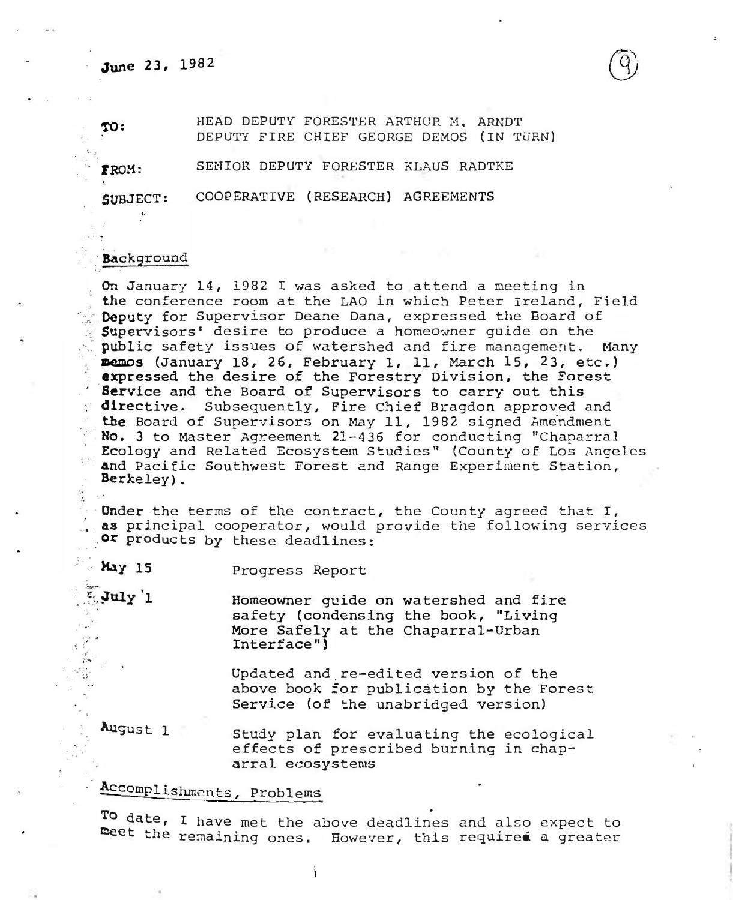June 23, 1982

(9)

TO: HEAD DEPUTY FORESTER ARTHUR M. ARNDT
DEPUTY FIRE CHIEF GEORGE DEMOS (IN TURN)

FROM: SENIOR DEPUTY FORESTER KLAUS RADTKE

SUBJECT: COOPERATIVE (RESEARCH) AGREEMENTS

## Background

On January 14, 1982 I was asked to attend a meeting in the conference room at the LAO in which Peter Ireland, Field Deputy for Supervisor Deane Dana, expressed the Board of Supervisors' desire to produce a homeowner guide on the public safety issues of watershed and fire management. Many memos (January 18, 26, February 1, 11, March 15, 23, etc.) expressed the desire of the Forestry Division, the Forest Service and the Board of Supervisors to carry out this directive. Subsequently, Fire Chief Bragdon approved and the Board of Supervisors on May 11, 1982 signed Amendment No. 3 to Master Agreement 21-436 for conducting "Chaparral Ecology and Related Ecosystem Studies" (County of Los Angeles and Pacific Southwest Forest and Range Experiment Station, Berkeley).

Under the terms of the contract, the County agreed that I, as principal cooperator, would provide the following services or products by these deadlines:

| | |
|---|---|
| May 15 | Progress Report |
| July 1 | Homeowner guide on watershed and fire safety (condensing the book, "Living More Safely at the Chaparral-Urban Interface") |
| | Updated and re-edited version of the above book for publication by the Forest Service (of the unabridged version) |
| August 1 | Study plan for evaluating the ecological effects of prescribed burning in chaparral ecosystems |

## Accomplishments, Problems

To date, I have met the above deadlines and also expect to meet the remaining ones. However, this required a greater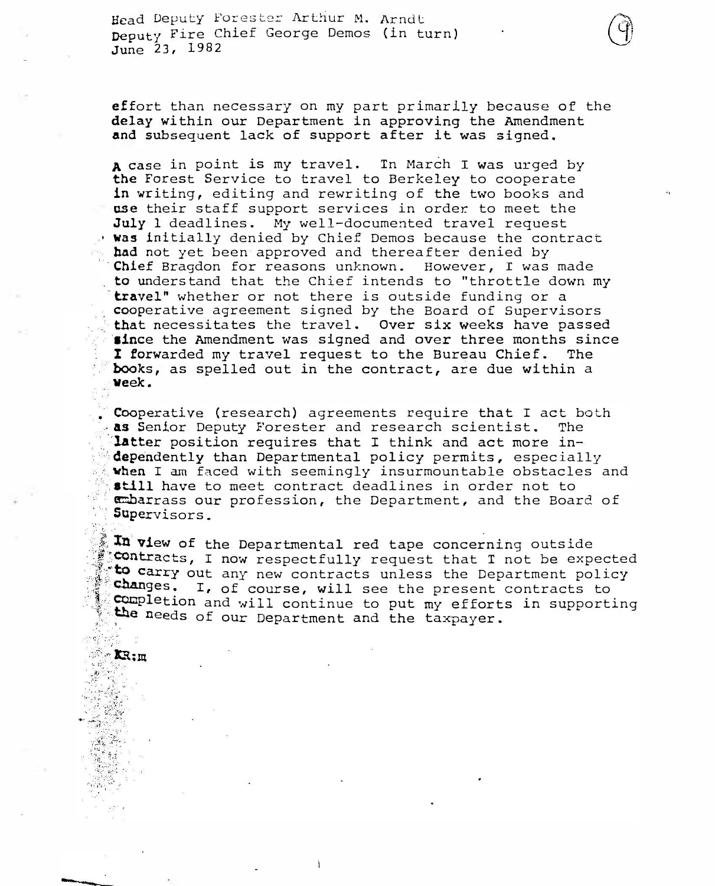Head Deputy Forester Arthur M. Arndt
Deputy Fire Chief George Demos (in turn)
June 23, 1982

effort than necessary on my part primarily because of the delay within our Department in approving the Amendment and subsequent lack of support after it was signed.

A case in point is my travel. In March I was urged by the Forest Service to travel to Berkeley to cooperate in writing, editing and rewriting of the two books and use their staff support services in order to meet the July 1 deadlines. My well-documented travel request was initially denied by Chief Demos because the contract had not yet been approved and thereafter denied by Chief Bragdon for reasons unknown. However, I was made to understand that the Chief intends to "throttle down my travel" whether or not there is outside funding or a cooperative agreement signed by the Board of Supervisors that necessitates the travel. Over six weeks have passed since the Amendment was signed and over three months since I forwarded my travel request to the Bureau Chief. The books, as spelled out in the contract, are due within a week.

Cooperative (research) agreements require that I act both as Senior Deputy Forester and research scientist. The latter position requires that I think and act more independently than Departmental policy permits, especially when I am faced with seemingly insurmountable obstacles and still have to meet contract deadlines in order not to embarrass our profession, the Department, and the Board of Supervisors.

In view of the Departmental red tape concerning outside contracts, I now respectfully request that I not be expected to carry out any new contracts unless the Department policy changes. I, of course, will see the present contracts to completion and will continue to put my efforts in supporting the needs of our Department and the taxpayer.

KR:m